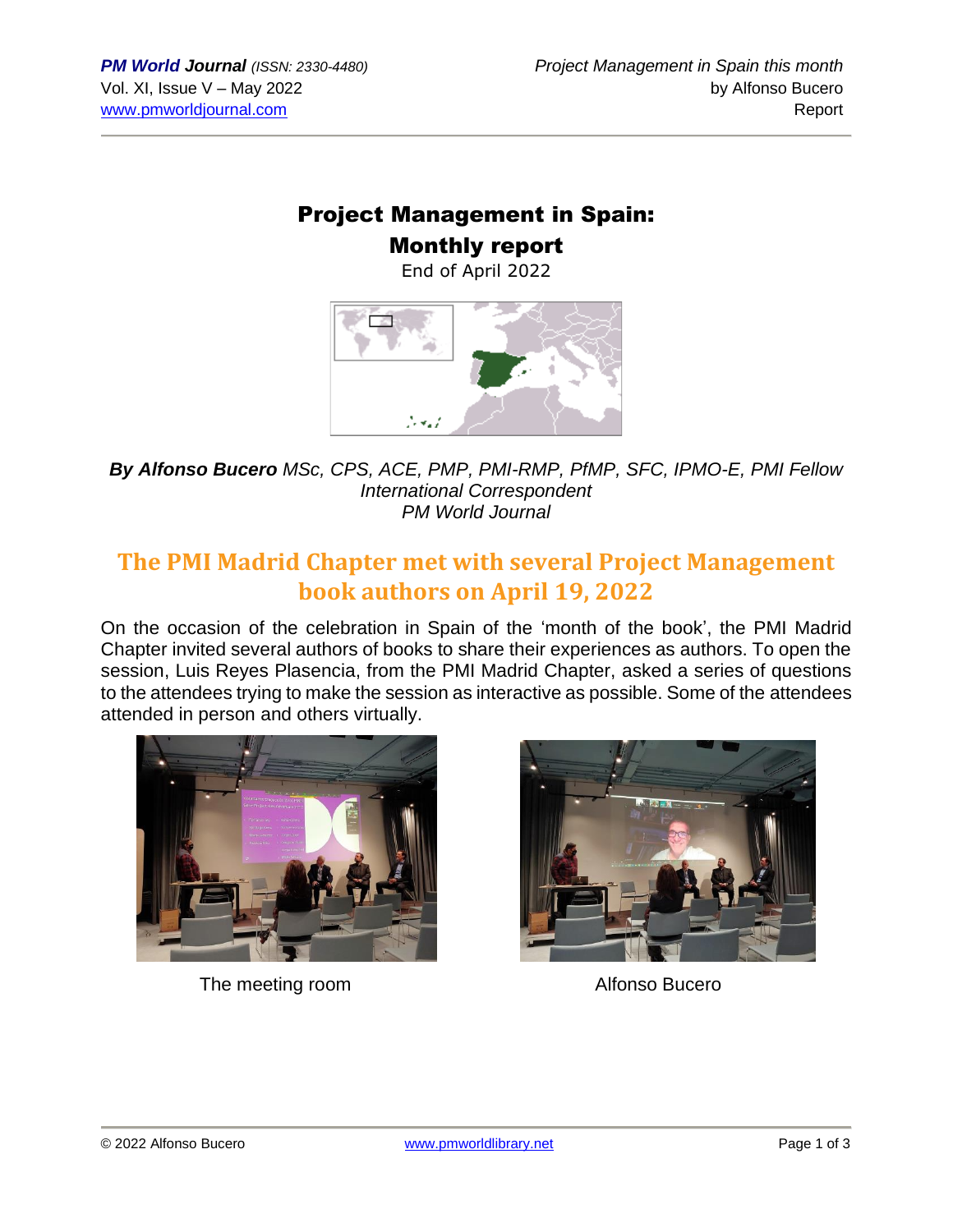# Project Management in Spain: Monthly report

End of April 2022

***By Alfonso Bucero** MSc, CPS, ACE, PMP, PMI-RMP, PfMP, SFC, IPMO-E, PMI Fellow*
*International Correspondent*
*PM World Journal*

## The PMI Madrid Chapter met with several Project Management book authors on April 19, 2022

On the occasion of the celebration in Spain of the 'month of the book', the PMI Madrid Chapter invited several authors of books to share their experiences as authors. To open the session, Luis Reyes Plasencia, from the PMI Madrid Chapter, asked a series of questions to the attendees trying to make the session as interactive as possible. Some of the attendees attended in person and others virtually.

The meeting room

Alfonso Bucero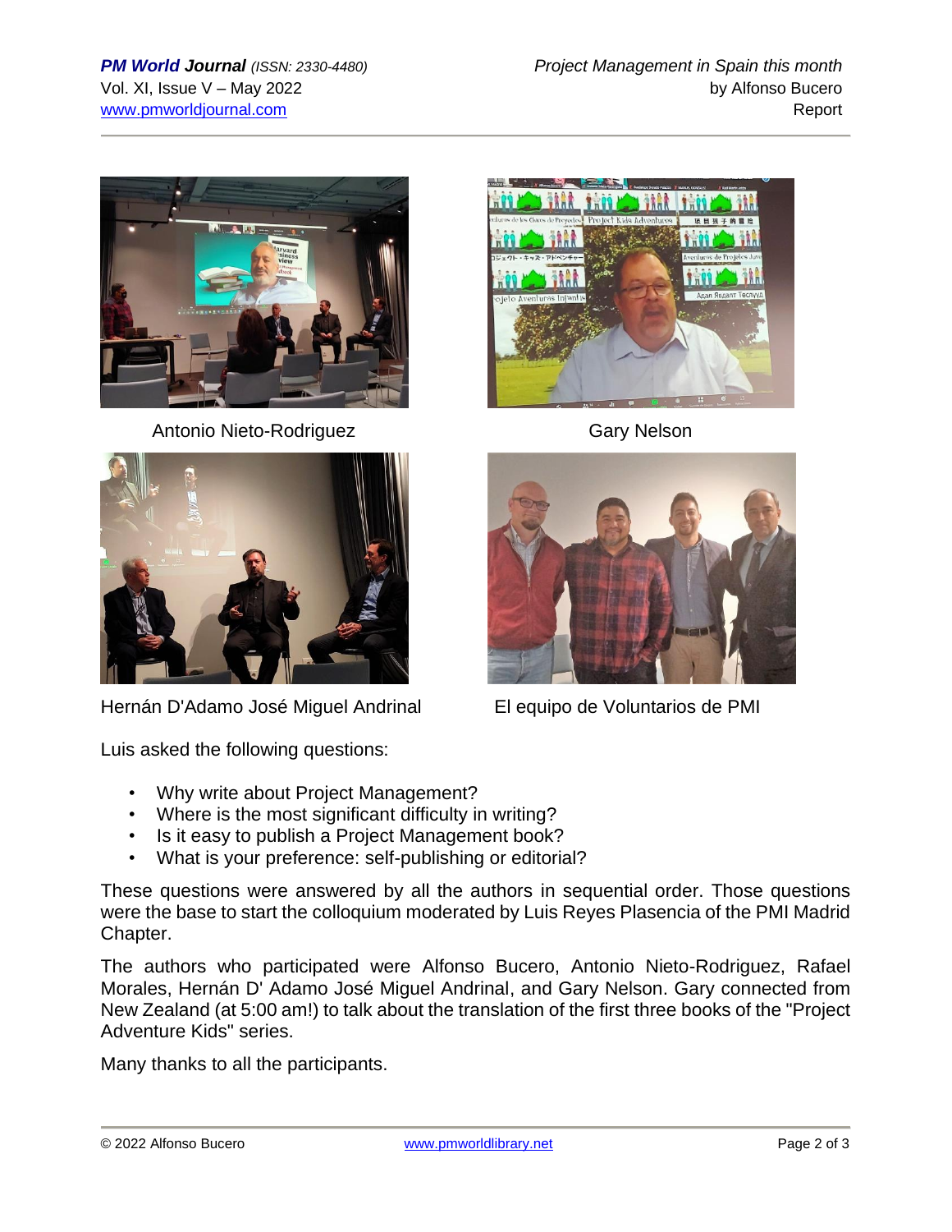Antonio Nieto-Rodriguez

Gary Nelson

Hernán D'Adamo José Miguel Andrinal

El equipo de Voluntarios de PMI

Luis asked the following questions:

- Why write about Project Management?
- Where is the most significant difficulty in writing?
- Is it easy to publish a Project Management book?
- What is your preference: self-publishing or editorial?

These questions were answered by all the authors in sequential order. Those questions were the base to start the colloquium moderated by Luis Reyes Plasencia of the PMI Madrid Chapter.

The authors who participated were Alfonso Bucero, Antonio Nieto-Rodriguez, Rafael Morales, Hernán D' Adamo José Miguel Andrinal, and Gary Nelson. Gary connected from New Zealand (at 5:00 am!) to talk about the translation of the first three books of the "Project Adventure Kids" series.

Many thanks to all the participants.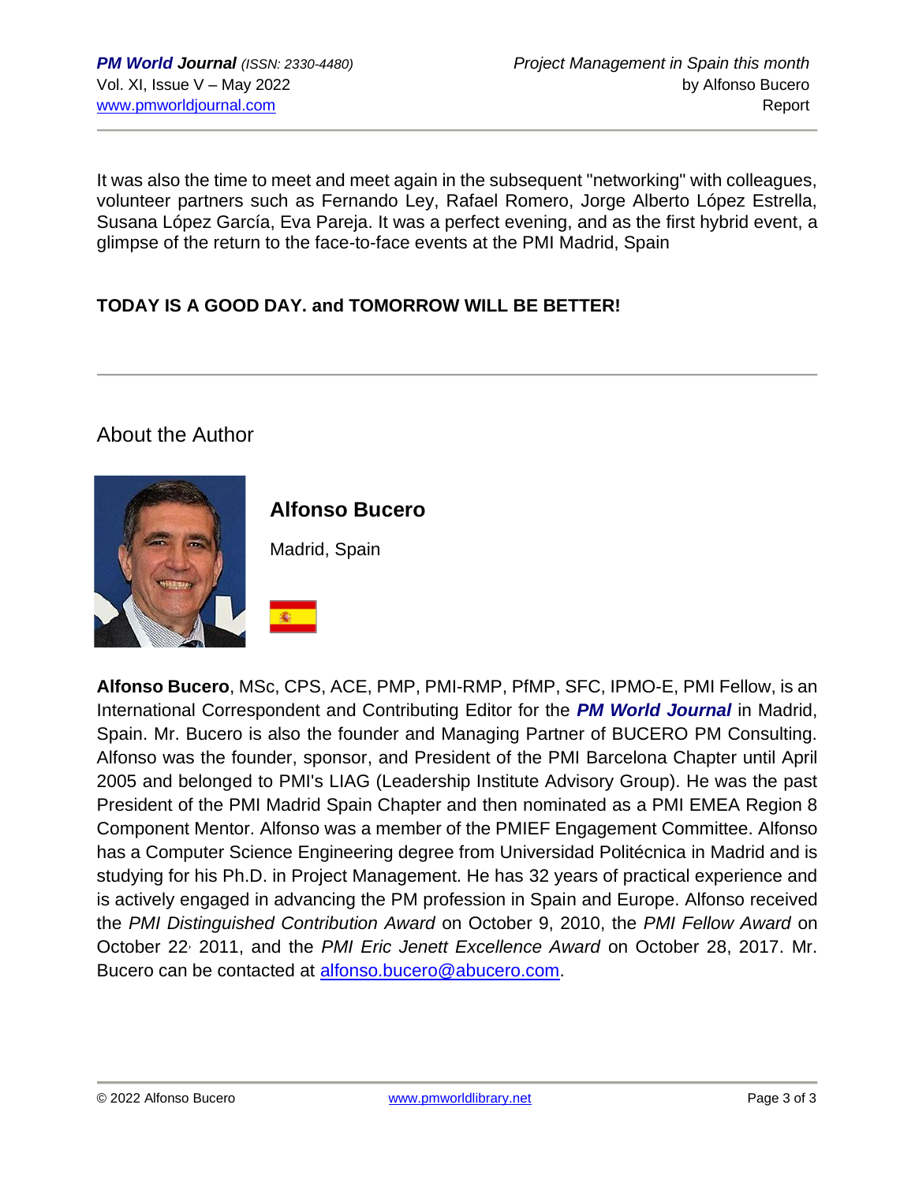It was also the time to meet and meet again in the subsequent "networking" with colleagues, volunteer partners such as Fernando Ley, Rafael Romero, Jorge Alberto López Estrella, Susana López García, Eva Pareja. It was a perfect evening, and as the first hybrid event, a glimpse of the return to the face-to-face events at the PMI Madrid, Spain

**TODAY IS A GOOD DAY. and TOMORROW WILL BE BETTER!**

---

## About the Author

### Alfonso Bucero

Madrid, Spain

**Alfonso Bucero**, MSc, CPS, ACE, PMP, PMI-RMP, PfMP, SFC, IPMO-E, PMI Fellow, is an International Correspondent and Contributing Editor for the ***PM World Journal*** in Madrid, Spain. Mr. Bucero is also the founder and Managing Partner of BUCERO PM Consulting. Alfonso was the founder, sponsor, and President of the PMI Barcelona Chapter until April 2005 and belonged to PMI's LIAG (Leadership Institute Advisory Group). He was the past President of the PMI Madrid Spain Chapter and then nominated as a PMI EMEA Region 8 Component Mentor. Alfonso was a member of the PMIEF Engagement Committee. Alfonso has a Computer Science Engineering degree from Universidad Politécnica in Madrid and is studying for his Ph.D. in Project Management. He has 32 years of practical experience and is actively engaged in advancing the PM profession in Spain and Europe. Alfonso received the *PMI Distinguished Contribution Award* on October 9, 2010, the *PMI Fellow Award* on October 22, 2011, and the *PMI Eric Jenett Excellence Award* on October 28, 2017. Mr. Bucero can be contacted at alfonso.bucero@abucero.com.